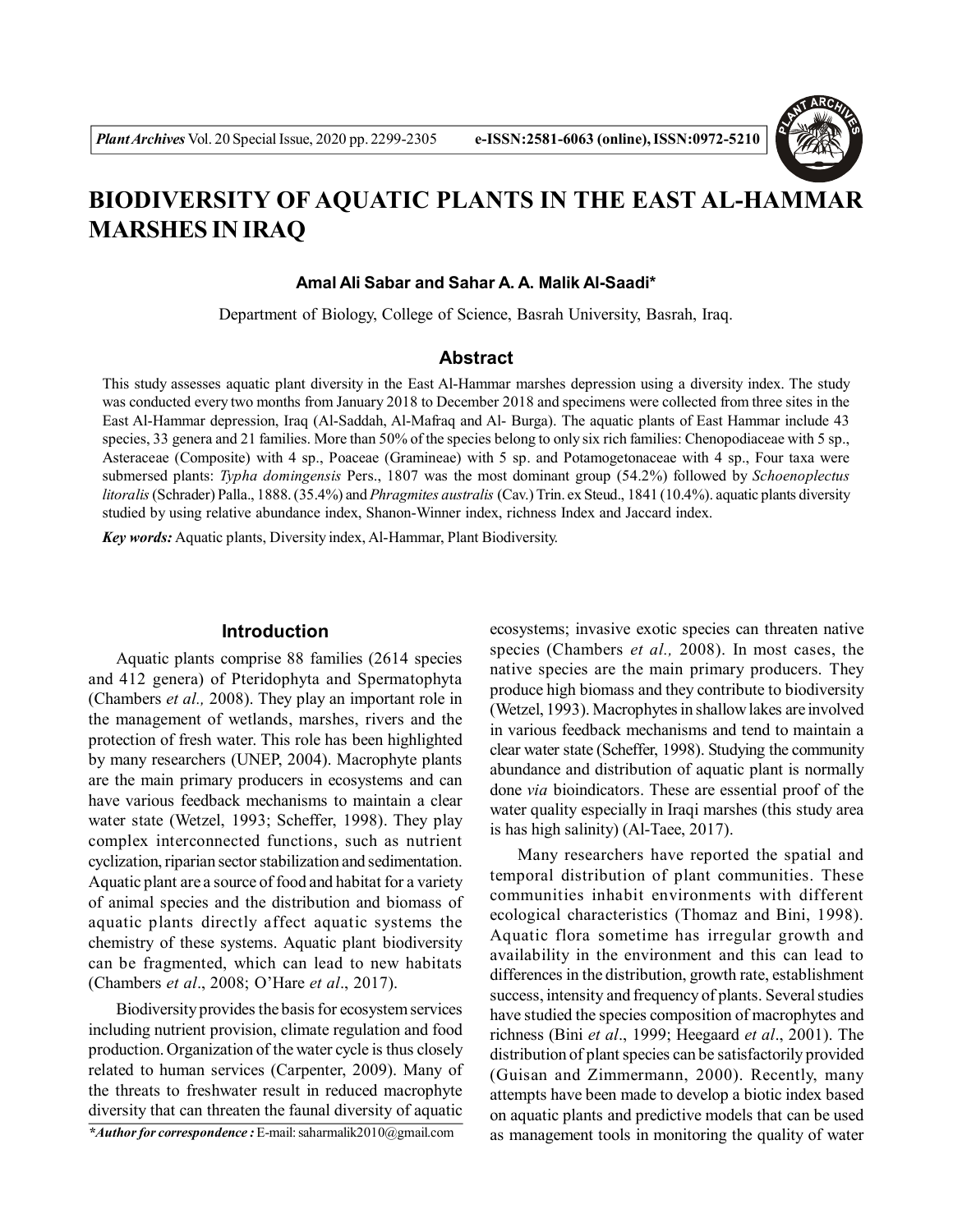# BIODIVERSITY OF AQUATIC PLANTS IN THE EAST AL-HAMMAR MARSHES IN IRAQ

**Amal Ali Sabar and Sahar A. A. Malik Al-Saadi***

Department of Biology, College of Science, Basrah University, Basrah, Iraq.

## Abstract

This study assesses aquatic plant diversity in the East Al-Hammar marshes depression using a diversity index. The study was conducted every two months from January 2018 to December 2018 and specimens were collected from three sites in the East Al-Hammar depression, Iraq (Al-Saddah, Al-Mafraq and Al- Burga). The aquatic plants of East Hammar include 43 species, 33 genera and 21 families. More than 50% of the species belong to only six rich families: Chenopodiaceae with 5 sp., Asteraceae (Composite) with 4 sp., Poaceae (Gramineae) with 5 sp. and Potamogetonaceae with 4 sp., Four taxa were submersed plants: *Typha domingensis* Pers., 1807 was the most dominant group (54.2%) followed by *Schoenoplectus litoralis* (Schrader) Palla., 1888. (35.4%) and *Phragmites australis* (Cav.) Trin. ex Steud., 1841 (10.4%). aquatic plants diversity studied by using relative abundance index, Shanon-Winner index, richness Index and Jaccard index.

***Key words:*** Aquatic plants, Diversity index, Al-Hammar, Plant Biodiversity.

## Introduction

Aquatic plants comprise 88 families (2614 species and 412 genera) of Pteridophyta and Spermatophyta (Chambers *et al.,* 2008). They play an important role in the management of wetlands, marshes, rivers and the protection of fresh water. This role has been highlighted by many researchers (UNEP, 2004). Macrophyte plants are the main primary producers in ecosystems and can have various feedback mechanisms to maintain a clear water state (Wetzel, 1993; Scheffer, 1998). They play complex interconnected functions, such as nutrient cyclization, riparian sector stabilization and sedimentation. Aquatic plant are a source of food and habitat for a variety of animal species and the distribution and biomass of aquatic plants directly affect aquatic systems the chemistry of these systems. Aquatic plant biodiversity can be fragmented, which can lead to new habitats (Chambers *et al*., 2008; O'Hare *et al*., 2017).

Biodiversity provides the basis for ecosystem services including nutrient provision, climate regulation and food production. Organization of the water cycle is thus closely related to human services (Carpenter, 2009). Many of the threats to freshwater result in reduced macrophyte diversity that can threaten the faunal diversity of aquatic ecosystems; invasive exotic species can threaten native species (Chambers *et al.,* 2008). In most cases, the native species are the main primary producers. They produce high biomass and they contribute to biodiversity (Wetzel, 1993). Macrophytes in shallow lakes are involved in various feedback mechanisms and tend to maintain a clear water state (Scheffer, 1998). Studying the community abundance and distribution of aquatic plant is normally done *via* bioindicators. These are essential proof of the water quality especially in Iraqi marshes (this study area is has high salinity) (Al-Taee, 2017).

Many researchers have reported the spatial and temporal distribution of plant communities. These communities inhabit environments with different ecological characteristics (Thomaz and Bini, 1998). Aquatic flora sometime has irregular growth and availability in the environment and this can lead to differences in the distribution, growth rate, establishment success, intensity and frequency of plants. Several studies have studied the species composition of macrophytes and richness (Bini *et al*., 1999; Heegaard *et al*., 2001). The distribution of plant species can be satisfactorily provided (Guisan and Zimmermann, 2000). Recently, many attempts have been made to develop a biotic index based on aquatic plants and predictive models that can be used as management tools in monitoring the quality of water

****Author for correspondence :*** E-mail: saharmalik2010@gmail.com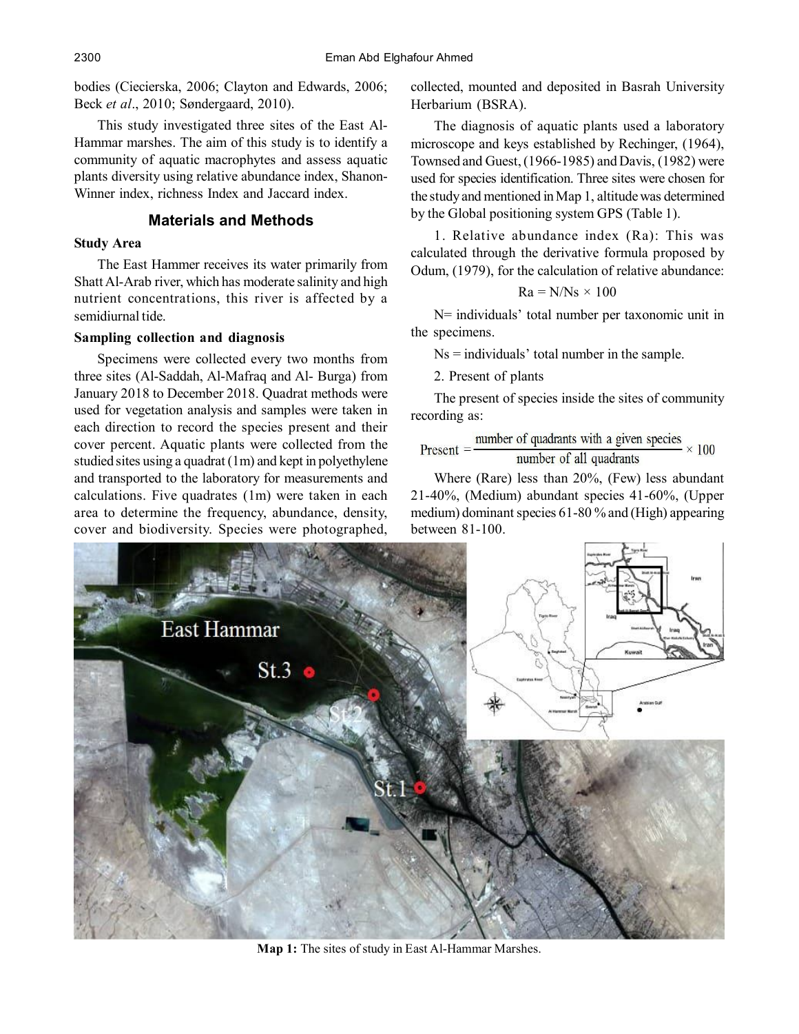bodies (Ciecierska, 2006; Clayton and Edwards, 2006; Beck *et al*., 2010; Søndergaard, 2010).

This study investigated three sites of the East Al-Hammar marshes. The aim of this study is to identify a community of aquatic macrophytes and assess aquatic plants diversity using relative abundance index, Shanon-Winner index, richness Index and Jaccard index.

## Materials and Methods

### Study Area

The East Hammer receives its water primarily from Shatt Al-Arab river, which has moderate salinity and high nutrient concentrations, this river is affected by a semidiurnal tide.

### Sampling collection and diagnosis

Specimens were collected every two months from three sites (Al-Saddah, Al-Mafraq and Al- Burga) from January 2018 to December 2018. Quadrat methods were used for vegetation analysis and samples were taken in each direction to record the species present and their cover percent. Aquatic plants were collected from the studied sites using a quadrat (1m) and kept in polyethylene and transported to the laboratory for measurements and calculations. Five quadrates (1m) were taken in each area to determine the frequency, abundance, density, cover and biodiversity. Species were photographed, collected, mounted and deposited in Basrah University Herbarium (BSRA).

The diagnosis of aquatic plants used a laboratory microscope and keys established by Rechinger, (1964), Townsed and Guest, (1966-1985) and Davis, (1982) were used for species identification. Three sites were chosen for the study and mentioned in Map 1, altitude was determined by the Global positioning system GPS (Table 1).

1. Relative abundance index (Ra): This was calculated through the derivative formula proposed by Odum, (1979), for the calculation of relative abundance:

$$Ra = N/Ns \times 100$$

N= individuals' total number per taxonomic unit in the specimens.

Ns = individuals' total number in the sample.

2. Present of plants

The present of species inside the sites of community recording as:

$$\text{Present} = \frac{\text{number of quadrants with a given species}}{\text{number of all quadrants}} \times 100$$

Where (Rare) less than 20%, (Few) less abundant 21-40%, (Medium) abundant species 41-60%, (Upper medium) dominant species 61-80 % and (High) appearing between 81-100.

**Map 1:** The sites of study in East Al-Hammar Marshes.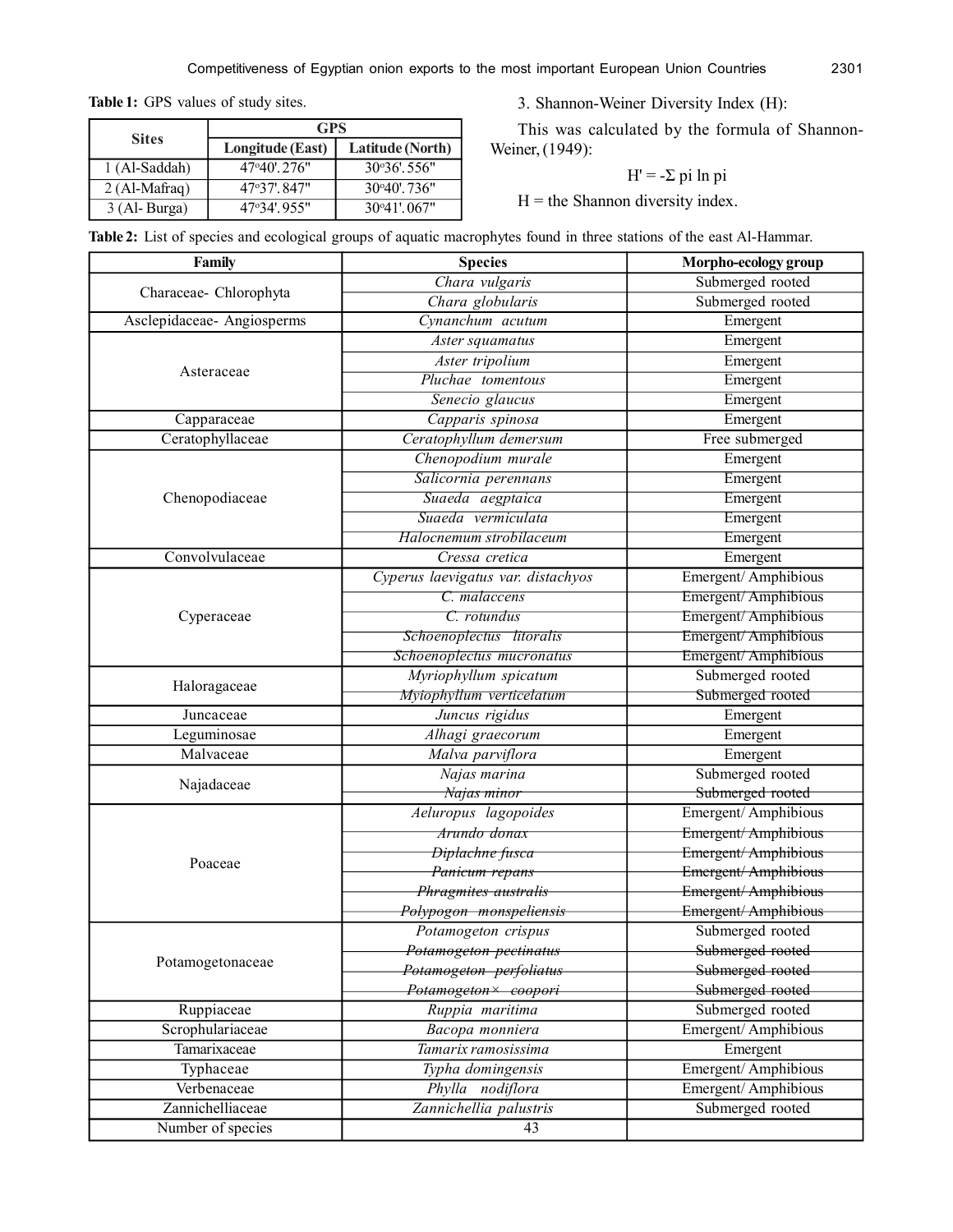**Table 1:** GPS values of study sites.

| Sites | GPS | |
|---|---|---|
| | Longitude (East) | Latitude (North) |
| 1 (Al-Saddah) | 47°40'.276" | 30°36'.556" |
| 2 (Al-Mafraq) | 47°37'.847" | 30°40'.736" |
| 3 (Al- Burga) | 47°34'.955" | 30°41'.067" |

3. Shannon-Weiner Diversity Index (H):

This was calculated by the formula of Shannon-Weiner, (1949):

$$H' = -\Sigma \; p_i \ln p_i$$

H = the Shannon diversity index.

**Table 2:** List of species and ecological groups of aquatic macrophytes found in three stations of the east Al-Hammar.

| Family | Species | Morpho-ecology group |
|---|---|---|
| Characeae- Chlorophyta | *Chara vulgaris* | Submerged rooted |
| | *Chara globularis* | Submerged rooted |
| Asclepidaceae- Angiosperms | *Cynanchum acutum* | Emergent |
| Asteraceae | *Aster squamatus* | Emergent |
| | *Aster tripolium* | Emergent |
| | *Pluchae tomentous* | Emergent |
| | *Senecio glaucus* | Emergent |
| Capparaceae | *Capparis spinosa* | Emergent |
| Ceratophyllaceae | *Ceratophyllum demersum* | Free submerged |
| Chenopodiaceae | *Chenopodium murale* | Emergent |
| | *Salicornia perennans* | Emergent |
| | *Suaeda aegptaica* | Emergent |
| | *Suaeda vermiculata* | Emergent |
| | *Halocnemum strobilaceum* | Emergent |
| Convolvulaceae | *Cressa cretica* | Emergent |
| Cyperaceae | *Cyperus laevigatus var. distachyos* | Emergent/ Amphibious |
| | *C. malaccens* | Emergent/ Amphibious |
| | *C. rotundus* | Emergent/ Amphibious |
| | *Schoenoplectus litoralis* | Emergent/ Amphibious |
| | *Schoenoplectus mucronatus* | Emergent/ Amphibious |
| Haloragaceae | *Myriophyllum spicatum* | Submerged rooted |
| | *Myiophyllum verticelatum* | Submerged rooted |
| Juncaceae | *Juncus rigidus* | Emergent |
| Leguminosae | *Alhagi graecorum* | Emergent |
| Malvaceae | *Malva parviflora* | Emergent |
| Najadaceae | *Najas marina* | Submerged rooted |
| | *Najas minor* | Submerged rooted |
| Poaceae | *Aeluropus lagopoides* | Emergent/ Amphibious |
| | *Arundo donax* | Emergent/ Amphibious |
| | *Diplachne fusca* | Emergent/ Amphibious |
| | *Panicum repans* | Emergent/ Amphibious |
| | *Phragmites australis* | Emergent/ Amphibious |
| | *Polypogon monspeliensis* | Emergent/ Amphibious |
| Potamogetonaceae | *Potamogeton crispus* | Submerged rooted |
| | *Potamogeton pectinatus* | Submerged rooted |
| | *Potamogeton perfoliatus* | Submerged rooted |
| | *Potamogeton× coopori* | Submerged rooted |
| Ruppiaceae | *Ruppia maritima* | Submerged rooted |
| Scrophulariaceae | *Bacopa monniera* | Emergent/ Amphibious |
| Tamarixaceae | *Tamarix ramosissima* | Emergent |
| Typhaceae | *Typha domingensis* | Emergent/ Amphibious |
| Verbenaceae | *Phylla nodiflora* | Emergent/ Amphibious |
| Zannichelliaceae | *Zannichellia palustris* | Submerged rooted |
| Number of species | 43 | |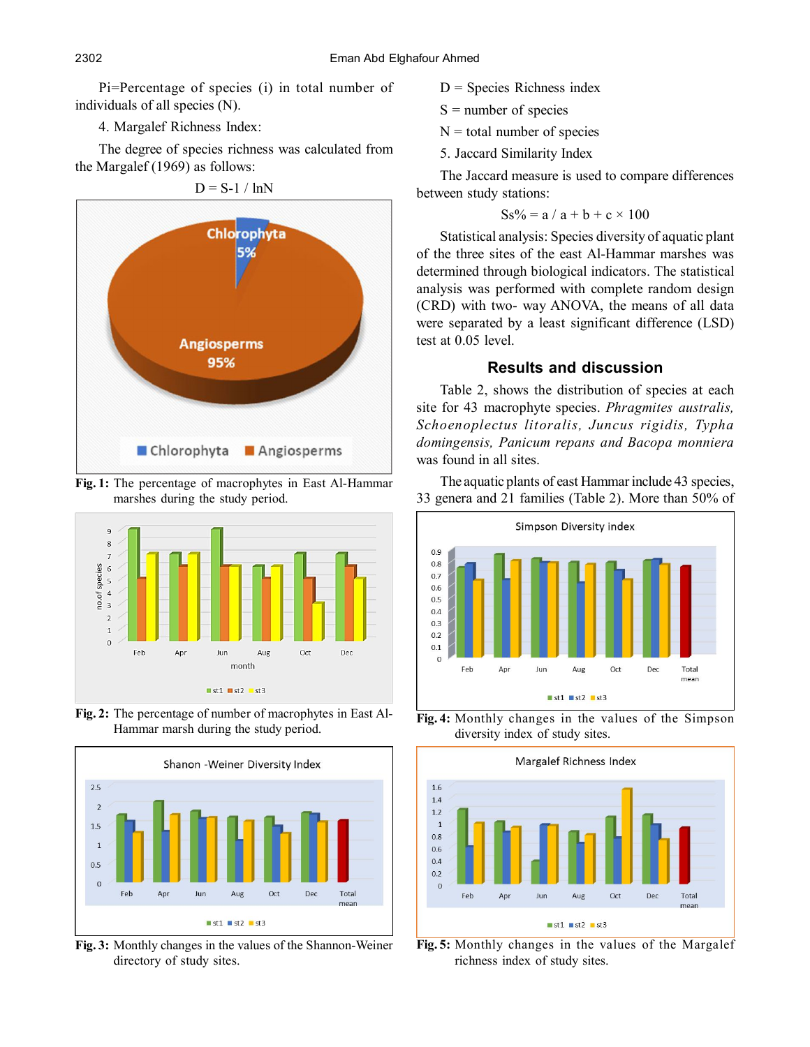Pi=Percentage of species (i) in total number of individuals of all species (N).

4. Margalef Richness Index:

The degree of species richness was calculated from the Margalef (1969) as follows:

$$D = S-1 / \ln N$$

Fig. 1: The percentage of macrophytes in East Al-Hammar marshes during the study period.

Fig. 2: The percentage of number of macrophytes in East Al-Hammar marsh during the study period.

Fig. 3: Monthly changes in the values of the Shannon-Weiner directory of study sites.

D = Species Richness index

S = number of species

N = total number of species

5. Jaccard Similarity Index

The Jaccard measure is used to compare differences between study stations:

$$Ss\% = a / a + b + c \times 100$$

Statistical analysis: Species diversity of aquatic plant of the three sites of the east Al-Hammar marshes was determined through biological indicators. The statistical analysis was performed with complete random design (CRD) with two- way ANOVA, the means of all data were separated by a least significant difference (LSD) test at 0.05 level.

## Results and discussion

Table 2, shows the distribution of species at each site for 43 macrophyte species. *Phragmites australis, Schoenoplectus litoralis, Juncus rigidis, Typha domingensis, Panicum repens and Bacopa monniera* was found in all sites.

The aquatic plants of east Hammar include 43 species, 33 genera and 21 families (Table 2). More than 50% of

Fig. 4: Monthly changes in the values of the Simpson diversity index of study sites.

Fig. 5: Monthly changes in the values of the Margalef richness index of study sites.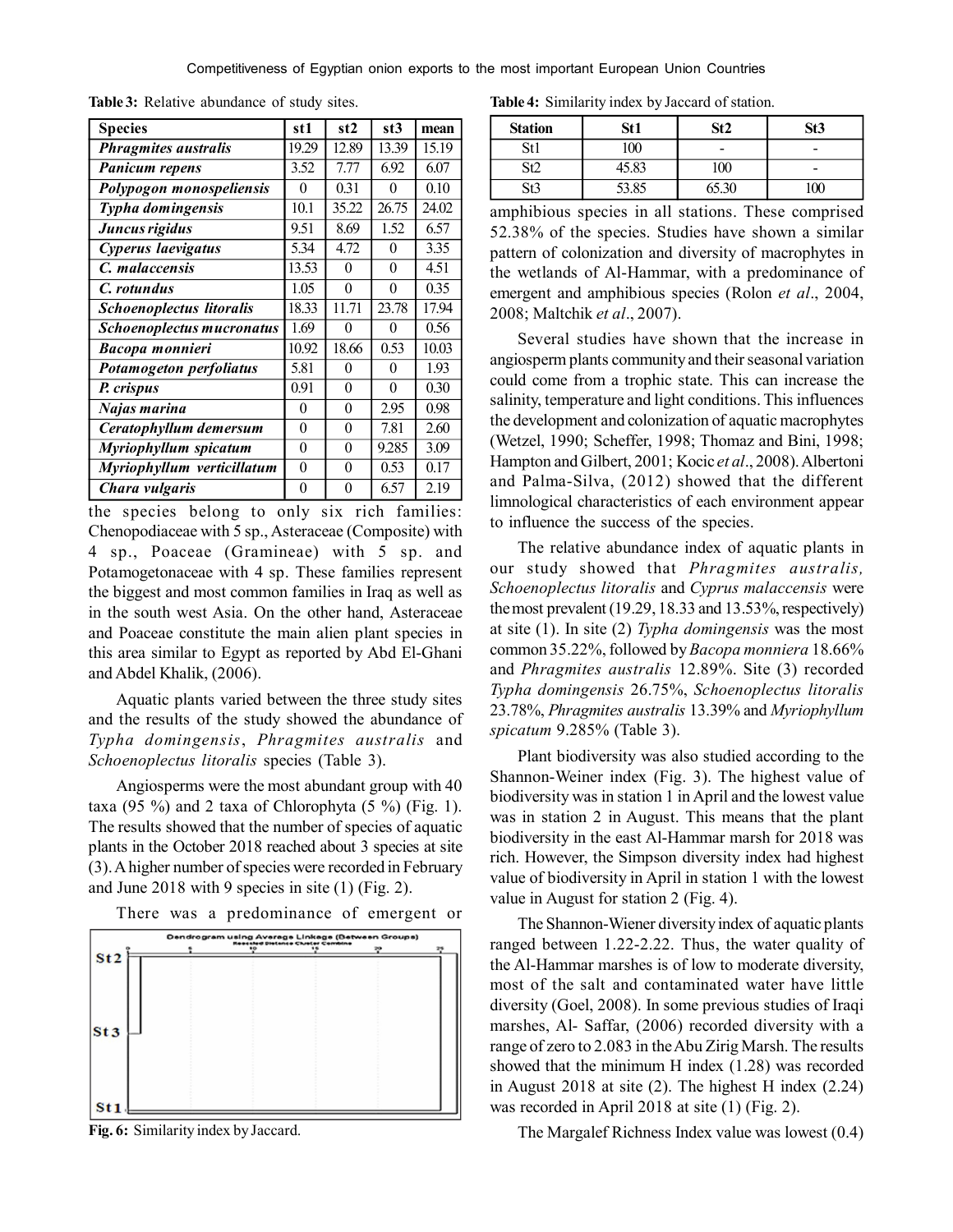**Table 3:** Relative abundance of study sites.

| Species | st1 | st2 | st3 | mean |
|---|---|---|---|---|
| ***Phragmites australis*** | 19.29 | 12.89 | 13.39 | 15.19 |
| ***Panicum repens*** | 3.52 | 7.77 | 6.92 | 6.07 |
| ***Polypogon monospeliensis*** | 0 | 0.31 | 0 | 0.10 |
| ***Typha domingensis*** | 10.1 | 35.22 | 26.75 | 24.02 |
| ***Juncus rigidus*** | 9.51 | 8.69 | 1.52 | 6.57 |
| ***Cyperus laevigatus*** | 5.34 | 4.72 | 0 | 3.35 |
| ***C. malaccensis*** | 13.53 | 0 | 0 | 4.51 |
| ***C. rotundus*** | 1.05 | 0 | 0 | 0.35 |
| ***Schoenoplectus litoralis*** | 18.33 | 11.71 | 23.78 | 17.94 |
| ***Schoenoplectus mucronatus*** | 1.69 | 0 | 0 | 0.56 |
| ***Bacopa monnieri*** | 10.92 | 18.66 | 0.53 | 10.03 |
| ***Potamogeton perfoliatus*** | 5.81 | 0 | 0 | 1.93 |
| ***P. crispus*** | 0.91 | 0 | 0 | 0.30 |
| ***Najas marina*** | 0 | 0 | 2.95 | 0.98 |
| ***Ceratophyllum demersum*** | 0 | 0 | 7.81 | 2.60 |
| ***Myriophyllum spicatum*** | 0 | 0 | 9.285 | 3.09 |
| ***Myriophyllum verticillatum*** | 0 | 0 | 0.53 | 0.17 |
| ***Chara vulgaris*** | 0 | 0 | 6.57 | 2.19 |

the species belong to only six rich families: Chenopodiaceae with 5 sp., Asteraceae (Composite) with 4 sp., Poaceae (Gramineae) with 5 sp. and Potamogetonaceae with 4 sp. These families represent the biggest and most common families in Iraq as well as in the south west Asia. On the other hand, Asteraceae and Poaceae constitute the main alien plant species in this area similar to Egypt as reported by Abd El-Ghani and Abdel Khalik, (2006).

Aquatic plants varied between the three study sites and the results of the study showed the abundance of *Typha domingensis*, *Phragmites australis* and *Schoenoplectus litoralis* species (Table 3).

Angiosperms were the most abundant group with 40 taxa (95 %) and 2 taxa of Chlorophyta (5 %) (Fig. 1). The results showed that the number of species of aquatic plants in the October 2018 reached about 3 species at site (3). A higher number of species were recorded in February and June 2018 with 9 species in site (1) (Fig. 2).

There was a predominance of emergent or amphibious species in all stations. These comprised 52.38% of the species. Studies have shown a similar pattern of colonization and diversity of macrophytes in the wetlands of Al-Hammar, with a predominance of emergent and amphibious species (Rolon *et al*., 2004, 2008; Maltchik *et al*., 2007).

Fig. 6: Similarity index by Jaccard.

**Table 4:** Similarity index by Jaccard of station.

| Station | St1 | St2 | St3 |
|---|---|---|---|
| St1 | 100 | - | - |
| St2 | 45.83 | 100 | - |
| St3 | 53.85 | 65.30 | 100 |

Several studies have shown that the increase in angiosperm plants community and their seasonal variation could come from a trophic state. This can increase the salinity, temperature and light conditions. This influences the development and colonization of aquatic macrophytes (Wetzel, 1990; Scheffer, 1998; Thomaz and Bini, 1998; Hampton and Gilbert, 2001; Kocic *et al*., 2008). Albertoni and Palma-Silva, (2012) showed that the different limnological characteristics of each environment appear to influence the success of the species.

The relative abundance index of aquatic plants in our study showed that *Phragmites australis, Schoenoplectus litoralis* and *Cyprus malaccensis* were the most prevalent (19.29, 18.33 and 13.53%, respectively) at site (1). In site (2) *Typha domingensis* was the most common 35.22%, followed by *Bacopa monniera* 18.66% and *Phragmites australis* 12.89%. Site (3) recorded *Typha domingensis* 26.75%, *Schoenoplectus litoralis* 23.78%, *Phragmites australis* 13.39% and *Myriophyllum spicatum* 9.285% (Table 3).

Plant biodiversity was also studied according to the Shannon-Weiner index (Fig. 3). The highest value of biodiversity was in station 1 in April and the lowest value was in station 2 in August. This means that the plant biodiversity in the east Al-Hammar marsh for 2018 was rich. However, the Simpson diversity index had highest value of biodiversity in April in station 1 with the lowest value in August for station 2 (Fig. 4).

The Shannon-Wiener diversity index of aquatic plants ranged between 1.22-2.22. Thus, the water quality of the Al-Hammar marshes is of low to moderate diversity, most of the salt and contaminated water have little diversity (Goel, 2008). In some previous studies of Iraqi marshes, Al- Saffar, (2006) recorded diversity with a range of zero to 2.083 in the Abu Zirig Marsh. The results showed that the minimum H index (1.28) was recorded in August 2018 at site (2). The highest H index (2.24) was recorded in April 2018 at site (1) (Fig. 2).

The Margalef Richness Index value was lowest (0.4)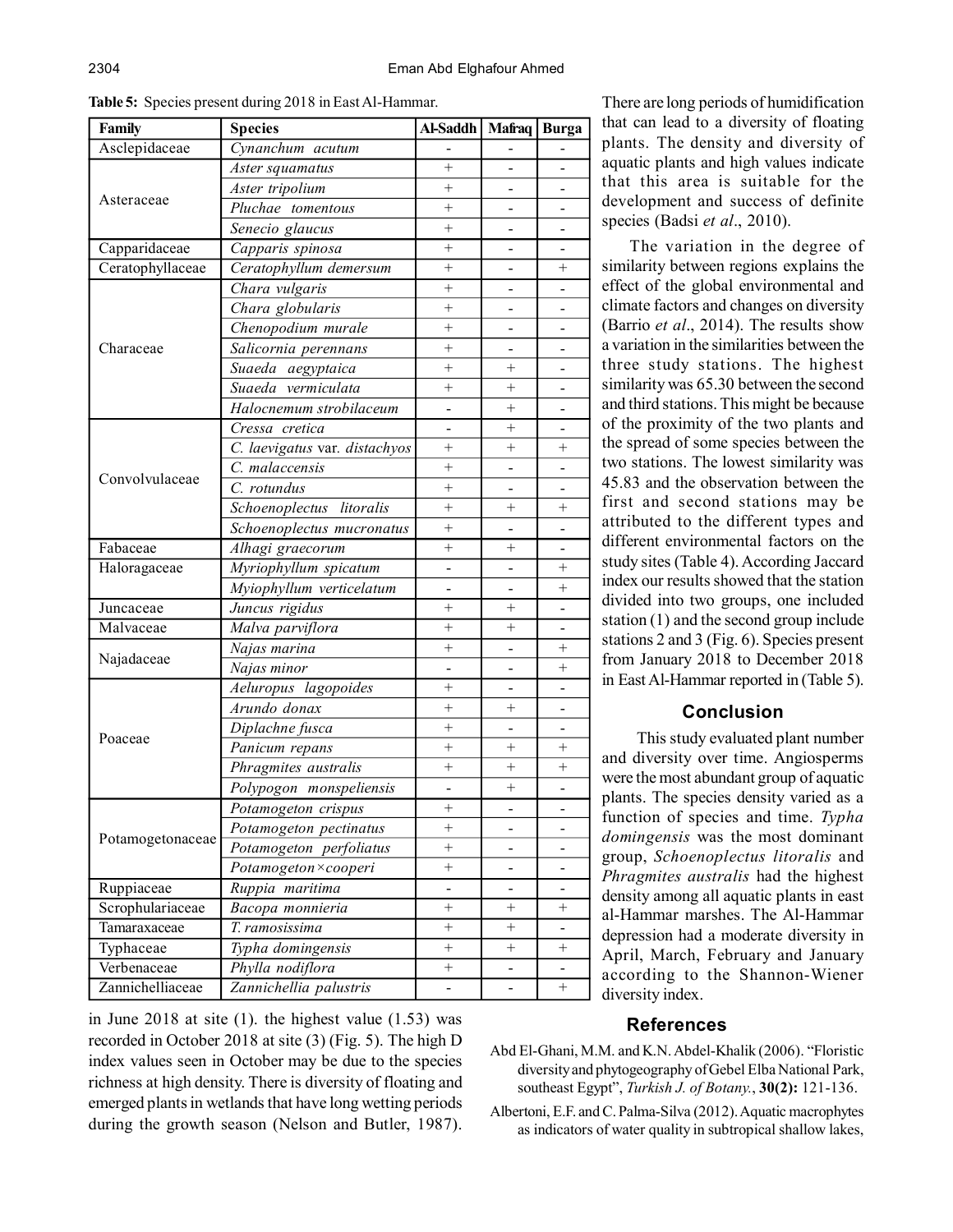**Table 5:** Species present during 2018 in East Al-Hammar.

| Family | Species | Al-Saddh | Mafraq | Burga |
|---|---|---|---|---|
| Asclepidaceae | *Cynanchum acutum* | - | - | - |
| Asteraceae | *Aster squamatus* | + | - | - |
| | *Aster tripolium* | + | - | - |
| | *Pluchae tomentous* | + | - | - |
| | *Senecio glaucus* | + | - | - |
| Capparidaceae | *Capparis spinosa* | + | - | - |
| Ceratophyllaceae | *Ceratophyllum demersum* | + | - | + |
| Characeae | *Chara vulgaris* | + | - | - |
| | *Chara globularis* | + | - | - |
| | *Chenopodium murale* | + | - | - |
| | *Salicornia perennans* | + | - | - |
| | *Suaeda aegyptaica* | + | + | - |
| | *Suaeda vermiculata* | + | + | - |
| | *Halocnemum strobilaceum* | - | + | - |
| Convolvulaceae | *Cressa cretica* | - | + | - |
| | *C. laevigatus* var. *distachyos* | + | + | + |
| | *C. malaccensis* | + | - | - |
| | *C. rotundus* | + | - | - |
| | *Schoenoplectus litoralis* | + | + | + |
| | *Schoenoplectus mucronatus* | + | - | - |
| Fabaceae | *Alhagi graecorum* | + | + | - |
| Haloragaceae | *Myriophyllum spicatum* | - | - | + |
| | *Myiophyllum verticelatum* | - | - | + |
| Juncaceae | *Juncus rigidus* | + | + | - |
| Malvaceae | *Malva parviflora* | + | + | - |
| Najadaceae | *Najas marina* | + | - | + |
| | *Najas minor* | - | - | + |
| Poaceae | *Aeluropus lagopoides* | + | - | - |
| | *Arundo donax* | + | + | - |
| | *Diplachne fusca* | + | - | - |
| | *Panicum repans* | + | + | + |
| | *Phragmites australis* | + | + | + |
| | *Polypogon monspeliensis* | - | + | - |
| Potamogetonaceae | *Potamogeton crispus* | + | - | - |
| | *Potamogeton pectinatus* | + | - | - |
| | *Potamogeton perfoliatus* | + | - | - |
| | *Potamogeton×cooperi* | + | - | - |
| Ruppiaceae | *Ruppia maritima* | - | - | - |
| Scrophulariaceae | *Bacopa monnieria* | + | + | + |
| Tamaraxaceae | *T. ramosissima* | + | + | - |
| Typhaceae | *Typha domingensis* | + | + | + |
| Verbenaceae | *Phylla nodiflora* | + | - | - |
| Zannichelliaceae | *Zannichellia palustris* | - | - | + |

in June 2018 at site (1). the highest value (1.53) was recorded in October 2018 at site (3) (Fig. 5). The high D index values seen in October may be due to the species richness at high density. There is diversity of floating and emerged plants in wetlands that have long wetting periods during the growth season (Nelson and Butler, 1987). There are long periods of humidification that can lead to a diversity of floating plants. The density and diversity of aquatic plants and high values indicate that this area is suitable for the development and success of definite species (Badsi *et al*., 2010).

The variation in the degree of similarity between regions explains the effect of the global environmental and climate factors and changes on diversity (Barrio *et al*., 2014). The results show a variation in the similarities between the three study stations. The highest similarity was 65.30 between the second and third stations. This might be because of the proximity of the two plants and the spread of some species between the two stations. The lowest similarity was 45.83 and the observation between the first and second stations may be attributed to the different types and different environmental factors on the study sites (Table 4). According Jaccard index our results showed that the station divided into two groups, one included station (1) and the second group include stations 2 and 3 (Fig. 6). Species present from January 2018 to December 2018 in East Al-Hammar reported in (Table 5).

## Conclusion

This study evaluated plant number and diversity over time. Angiosperms were the most abundant group of aquatic plants. The species density varied as a function of species and time. *Typha domingensis* was the most dominant group, *Schoenoplectus litoralis* and *Phragmites australis* had the highest density among all aquatic plants in east al-Hammar marshes. The Al-Hammar depression had a moderate diversity in April, March, February and January according to the Shannon-Wiener diversity index.

## References

Abd El-Ghani, M.M. and K.N. Abdel-Khalik (2006). "Floristic diversity and phytogeography of Gebel Elba National Park, southeast Egypt", *Turkish J. of Botany.*, **30(2):** 121-136.

Albertoni, E.F. and C. Palma-Silva (2012). Aquatic macrophytes as indicators of water quality in subtropical shallow lakes,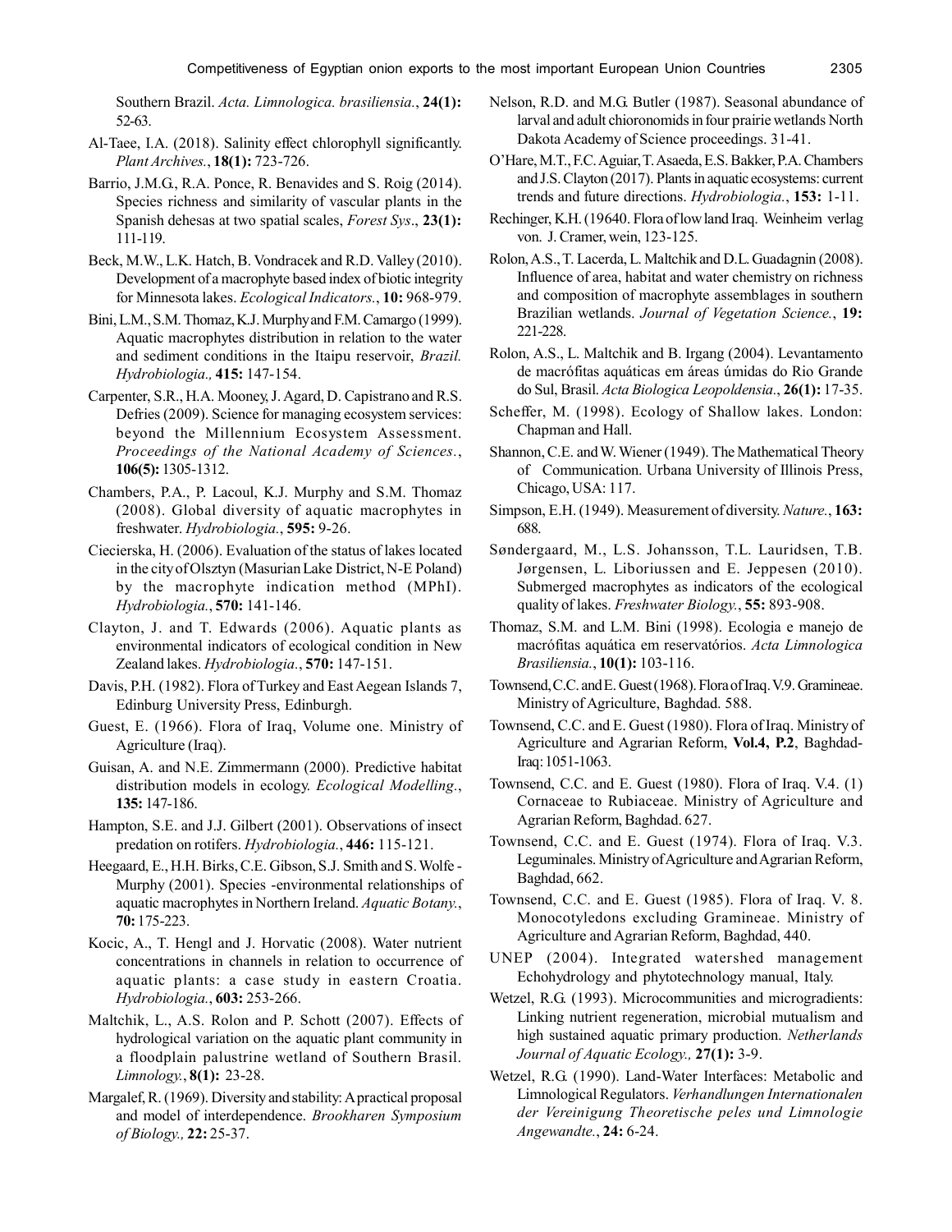Southern Brazil. *Acta. Limnologica. brasiliensia.*, **24(1):** 52-63.

Al-Taee, I.A. (2018). Salinity effect chlorophyll significantly. *Plant Archives.*, **18(1):** 723-726.

Barrio, J.M.G., R.A. Ponce, R. Benavides and S. Roig (2014). Species richness and similarity of vascular plants in the Spanish dehesas at two spatial scales, *Forest Sys*., **23(1):** 111-119.

Beck, M.W., L.K. Hatch, B. Vondracek and R.D. Valley (2010). Development of a macrophyte based index of biotic integrity for Minnesota lakes. *Ecological Indicators.*, **10:** 968-979.

Bini, L.M., S.M. Thomaz, K.J. Murphy and F.M. Camargo (1999). Aquatic macrophytes distribution in relation to the water and sediment conditions in the Itaipu reservoir, *Brazil. Hydrobiologia.,* **415:** 147-154.

Carpenter, S.R., H.A. Mooney, J. Agard, D. Capistrano and R.S. Defries (2009). Science for managing ecosystem services: beyond the Millennium Ecosystem Assessment. *Proceedings of the National Academy of Sciences.*, **106(5):** 1305-1312.

Chambers, P.A., P. Lacoul, K.J. Murphy and S.M. Thomaz (2008). Global diversity of aquatic macrophytes in freshwater. *Hydrobiologia.*, **595:** 9-26.

Ciecierska, H. (2006). Evaluation of the status of lakes located in the city of Olsztyn (Masurian Lake District, N-E Poland) by the macrophyte indication method (MPhI). *Hydrobiologia.*, **570:** 141-146.

Clayton, J. and T. Edwards (2006). Aquatic plants as environmental indicators of ecological condition in New Zealand lakes. *Hydrobiologia.*, **570:** 147-151.

Davis, P.H. (1982). Flora of Turkey and East Aegean Islands 7, Edinburg University Press, Edinburgh.

Guest, E. (1966). Flora of Iraq, Volume one. Ministry of Agriculture (Iraq).

Guisan, A. and N.E. Zimmermann (2000). Predictive habitat distribution models in ecology. *Ecological Modelling*., **135:** 147-186.

Hampton, S.E. and J.J. Gilbert (2001). Observations of insect predation on rotifers. *Hydrobiologia.*, **446:** 115-121.

Heegaard, E., H.H. Birks, C.E. Gibson, S.J. Smith and S. Wolfe - Murphy (2001). Species -environmental relationships of aquatic macrophytes in Northern Ireland. *Aquatic Botany.*, **70:** 175-223.

Kocic, A., T. Hengl and J. Horvatic (2008). Water nutrient concentrations in channels in relation to occurrence of aquatic plants: a case study in eastern Croatia. *Hydrobiologia.*, **603:** 253-266.

Maltchik, L., A.S. Rolon and P. Schott (2007). Effects of hydrological variation on the aquatic plant community in a floodplain palustrine wetland of Southern Brasil. *Limnology.*, **8(1):** 23-28.

Margalef, R. (1969). Diversity and stability: A practical proposal and model of interdependence. *Brookharen Symposium of Biology.,* **22:** 25-37.

Nelson, R.D. and M.G. Butler (1987). Seasonal abundance of larval and adult chioronomids in four prairie wetlands North Dakota Academy of Science proceedings. 31-41.

O'Hare, M.T., F.C. Aguiar, T. Asaeda, E.S. Bakker, P.A. Chambers and J.S. Clayton (2017). Plants in aquatic ecosystems: current trends and future directions. *Hydrobiologia.*, **153:** 1-11.

Rechinger, K.H. (19640. Flora of low land Iraq. Weinheim verlag von. J. Cramer, wein, 123-125.

Rolon, A.S., T. Lacerda, L. Maltchik and D.L. Guadagnin (2008). Influence of area, habitat and water chemistry on richness and composition of macrophyte assemblages in southern Brazilian wetlands. *Journal of Vegetation Science.*, **19:** 221-228.

Rolon, A.S., L. Maltchik and B. Irgang (2004). Levantamento de macrófitas aquáticas em áreas úmidas do Rio Grande do Sul, Brasil. *Acta Biologica Leopoldensia.*, **26(1):** 17-35.

Scheffer, M. (1998). Ecology of Shallow lakes. London: Chapman and Hall.

Shannon, C.E. and W. Wiener (1949). The Mathematical Theory of Communication. Urbana University of Illinois Press, Chicago, USA: 117.

Simpson, E.H. (1949). Measurement of diversity. *Nature.*, **163:** 688.

Søndergaard, M., L.S. Johansson, T.L. Lauridsen, T.B. Jørgensen, L. Liboriussen and E. Jeppesen (2010). Submerged macrophytes as indicators of the ecological quality of lakes. *Freshwater Biology.*, **55:** 893-908.

Thomaz, S.M. and L.M. Bini (1998). Ecologia e manejo de macrófitas aquática em reservatórios. *Acta Limnologica Brasiliensia.*, **10(1):** 103-116.

Townsend, C.C. and E. Guest (1968). Flora of Iraq. V.9. Gramineae. Ministry of Agriculture, Baghdad. 588.

Townsend, C.C. and E. Guest (1980). Flora of Iraq. Ministry of Agriculture and Agrarian Reform, **Vol.4, P.2**, Baghdad-Iraq: 1051-1063.

Townsend, C.C. and E. Guest (1980). Flora of Iraq. V.4. (1) Cornaceae to Rubiaceae. Ministry of Agriculture and Agrarian Reform, Baghdad. 627.

Townsend, C.C. and E. Guest (1974). Flora of Iraq. V.3. Leguminales. Ministry of Agriculture and Agrarian Reform, Baghdad, 662.

Townsend, C.C. and E. Guest (1985). Flora of Iraq. V. 8. Monocotyledons excluding Gramineae. Ministry of Agriculture and Agrarian Reform, Baghdad, 440.

UNEP (2004). Integrated watershed management Echohydrology and phytotechnology manual, Italy.

Wetzel, R.G. (1993). Microcommunities and microgradients: Linking nutrient regeneration, microbial mutualism and high sustained aquatic primary production. *Netherlands Journal of Aquatic Ecology.,* **27(1):** 3-9.

Wetzel, R.G. (1990). Land-Water Interfaces: Metabolic and Limnological Regulators. *Verhandlungen Internationalen der Vereinigung Theoretische peles und Limnologie Angewandte.*, **24:** 6-24.